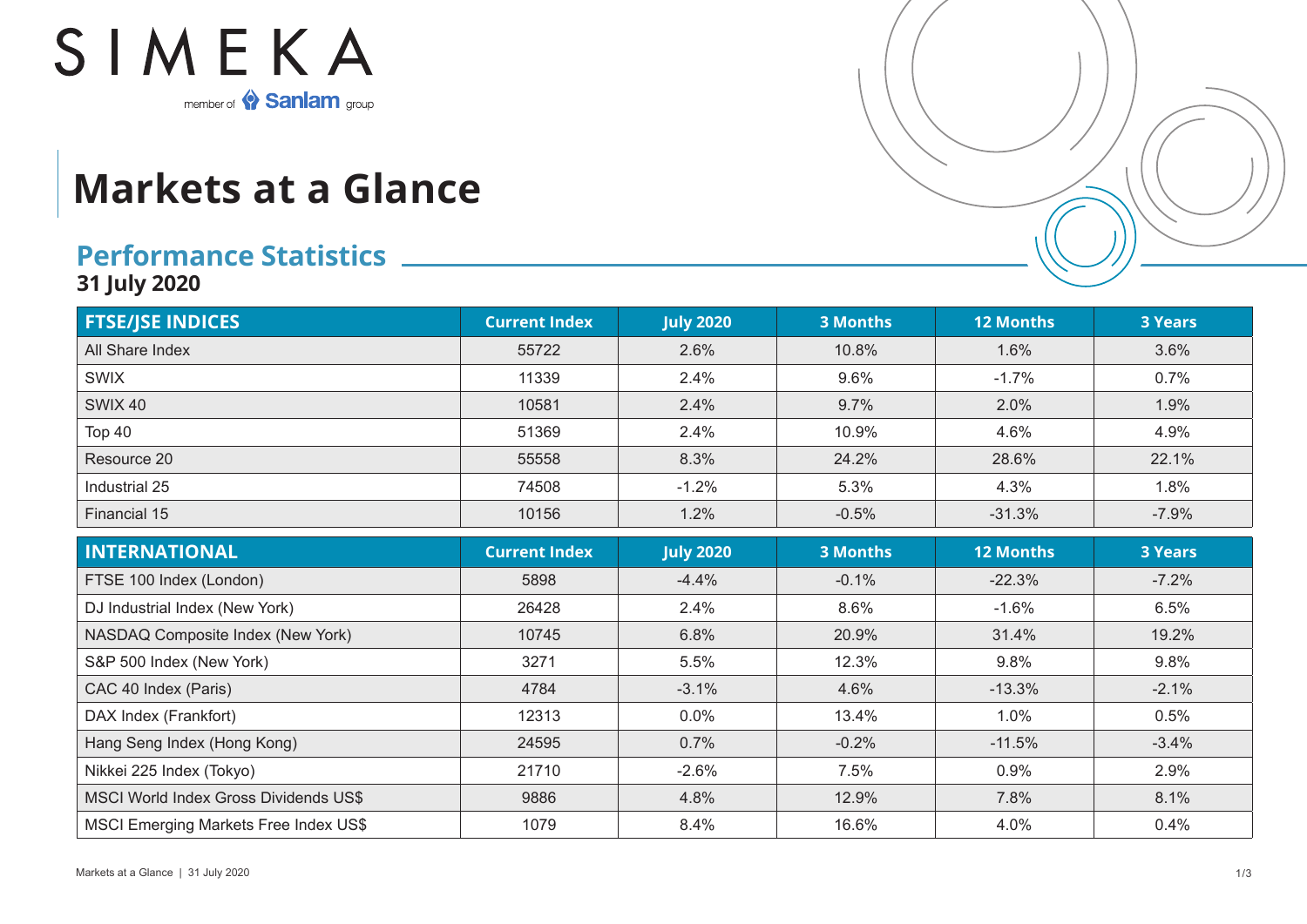SIMEKA

member of Sanlam group

# Markets at a Glance

## Performance Statistics

**31 July 2020**

| FTSE/JSE INDICES | Current Index | July 2020 | 3 Months | 12 Months | 3 Years |
|---|---|---|---|---|---|
| All Share Index | 55722 | 2.6% | 10.8% | 1.6% | 3.6% |
| SWIX | 11339 | 2.4% | 9.6% | -1.7% | 0.7% |
| SWIX 40 | 10581 | 2.4% | 9.7% | 2.0% | 1.9% |
| Top 40 | 51369 | 2.4% | 10.9% | 4.6% | 4.9% |
| Resource 20 | 55558 | 8.3% | 24.2% | 28.6% | 22.1% |
| Industrial 25 | 74508 | -1.2% | 5.3% | 4.3% | 1.8% |
| Financial 15 | 10156 | 1.2% | -0.5% | -31.3% | -7.9% |

| INTERNATIONAL | Current Index | July 2020 | 3 Months | 12 Months | 3 Years |
|---|---|---|---|---|---|
| FTSE 100 Index (London) | 5898 | -4.4% | -0.1% | -22.3% | -7.2% |
| DJ Industrial Index (New York) | 26428 | 2.4% | 8.6% | -1.6% | 6.5% |
| NASDAQ Composite Index (New York) | 10745 | 6.8% | 20.9% | 31.4% | 19.2% |
| S&P 500 Index (New York) | 3271 | 5.5% | 12.3% | 9.8% | 9.8% |
| CAC 40 Index (Paris) | 4784 | -3.1% | 4.6% | -13.3% | -2.1% |
| DAX Index (Frankfort) | 12313 | 0.0% | 13.4% | 1.0% | 0.5% |
| Hang Seng Index (Hong Kong) | 24595 | 0.7% | -0.2% | -11.5% | -3.4% |
| Nikkei 225 Index (Tokyo) | 21710 | -2.6% | 7.5% | 0.9% | 2.9% |
| MSCI World Index Gross Dividends US$ | 9886 | 4.8% | 12.9% | 7.8% | 8.1% |
| MSCI Emerging Markets Free Index US$ | 1079 | 8.4% | 16.6% | 4.0% | 0.4% |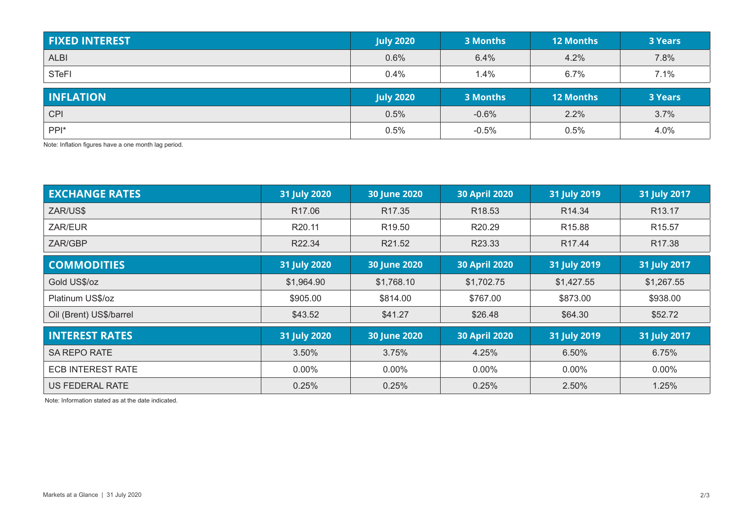| FIXED INTEREST | July 2020 | 3 Months | 12 Months | 3 Years |
|---|---|---|---|---|
| ALBI | 0.6% | 6.4% | 4.2% | 7.8% |
| STeFI | 0.4% | 1.4% | 6.7% | 7.1% |

| INFLATION | July 2020 | 3 Months | 12 Months | 3 Years |
|---|---|---|---|---|
| CPI | 0.5% | -0.6% | 2.2% | 3.7% |
| PPI* | 0.5% | -0.5% | 0.5% | 4.0% |

Note: Inflation figures have a one month lag period.

| EXCHANGE RATES | 31 July 2020 | 30 June 2020 | 30 April 2020 | 31 July 2019 | 31 July 2017 |
|---|---|---|---|---|---|
| ZAR/US$ | R17.06 | R17.35 | R18.53 | R14.34 | R13.17 |
| ZAR/EUR | R20.11 | R19.50 | R20.29 | R15.88 | R15.57 |
| ZAR/GBP | R22.34 | R21.52 | R23.33 | R17.44 | R17.38 |
| **COMMODITIES** | **31 July 2020** | **30 June 2020** | **30 April 2020** | **31 July 2019** | **31 July 2017** |
| Gold US$/oz | $1,964.90 | $1,768.10 | $1,702.75 | $1,427.55 | $1,267.55 |
| Platinum US$/oz | $905.00 | $814.00 | $767.00 | $873.00 | $938.00 |
| Oil (Brent) US$/barrel | $43.52 | $41.27 | $26.48 | $64.30 | $52.72 |
| **INTEREST RATES** | **31 July 2020** | **30 June 2020** | **30 April 2020** | **31 July 2019** | **31 July 2017** |
| SA REPO RATE | 3.50% | 3.75% | 4.25% | 6.50% | 6.75% |
| ECB INTEREST RATE | 0.00% | 0.00% | 0.00% | 0.00% | 0.00% |
| US FEDERAL RATE | 0.25% | 0.25% | 0.25% | 2.50% | 1.25% |

Note: Information stated as at the date indicated.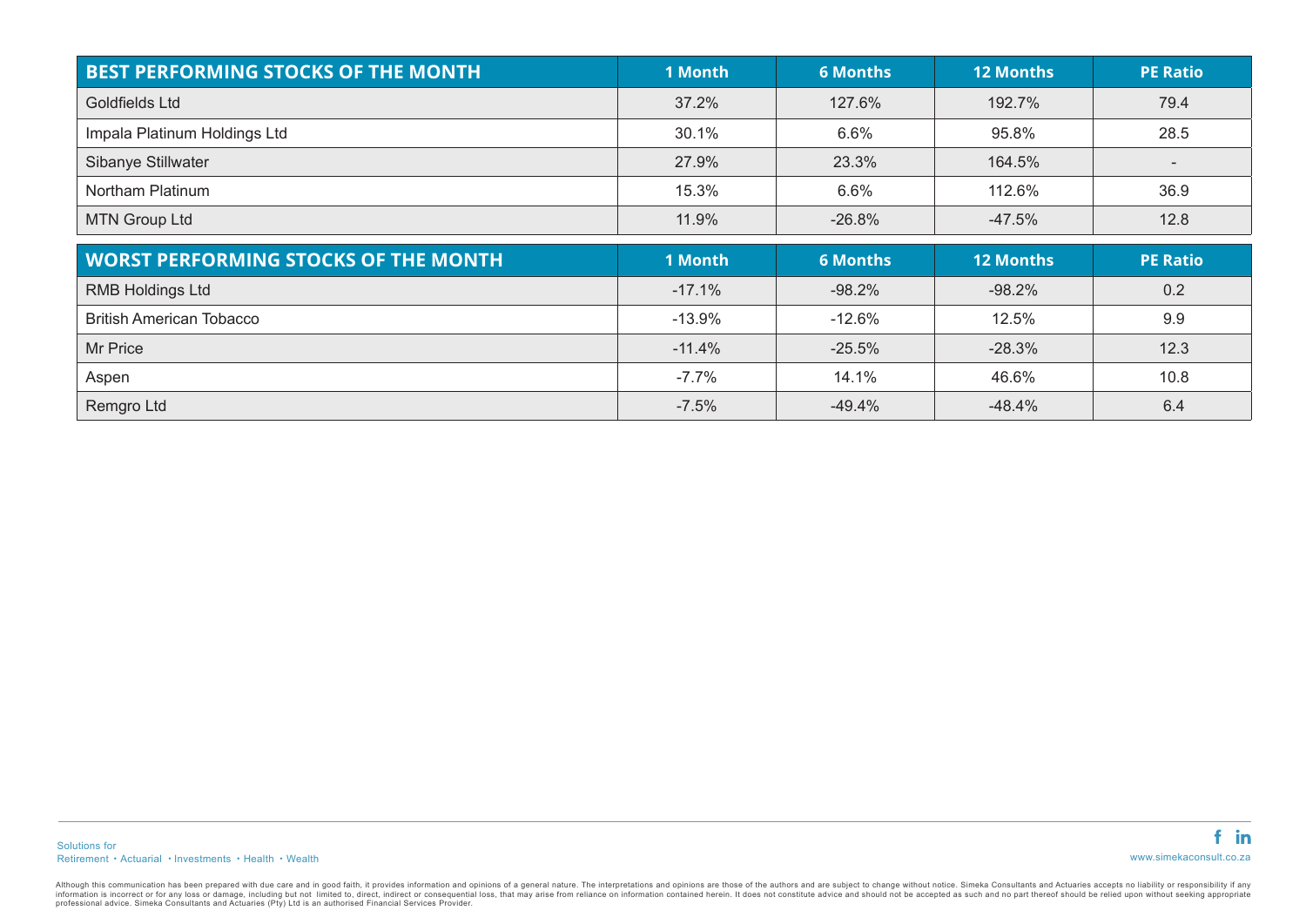| BEST PERFORMING STOCKS OF THE MONTH | 1 Month | 6 Months | 12 Months | PE Ratio |
|---|---|---|---|---|
| Goldfields Ltd | 37.2% | 127.6% | 192.7% | 79.4 |
| Impala Platinum Holdings Ltd | 30.1% | 6.6% | 95.8% | 28.5 |
| Sibanye Stillwater | 27.9% | 23.3% | 164.5% | - |
| Northam Platinum | 15.3% | 6.6% | 112.6% | 36.9 |
| MTN Group Ltd | 11.9% | -26.8% | -47.5% | 12.8 |

| WORST PERFORMING STOCKS OF THE MONTH | 1 Month | 6 Months | 12 Months | PE Ratio |
|---|---|---|---|---|
| RMB Holdings Ltd | -17.1% | -98.2% | -98.2% | 0.2 |
| British American Tobacco | -13.9% | -12.6% | 12.5% | 9.9 |
| Mr Price | -11.4% | -25.5% | -28.3% | 12.3 |
| Aspen | -7.7% | 14.1% | 46.6% | 10.8 |
| Remgro Ltd | -7.5% | -49.4% | -48.4% | 6.4 |

Solutions for
Retirement • Actuarial • Investments • Health • Wealth

www.simekaconsult.co.za

Although this communication has been prepared with due care and in good faith, it provides information and opinions of a general nature. The interpretations and opinions are those of the authors and are subject to change without notice. Simeka Consultants and Actuaries accepts no liability or responsibility if any information is incorrect or for any loss or damage, including but not limited to, direct, indirect or consequential loss, that may arise from reliance on information contained herein. It does not constitute advice and should not be accepted as such and no part thereof should be relied upon without seeking appropriate professional advice. Simeka Consultants and Actuaries (Pty) Ltd is an authorised Financial Services Provider.